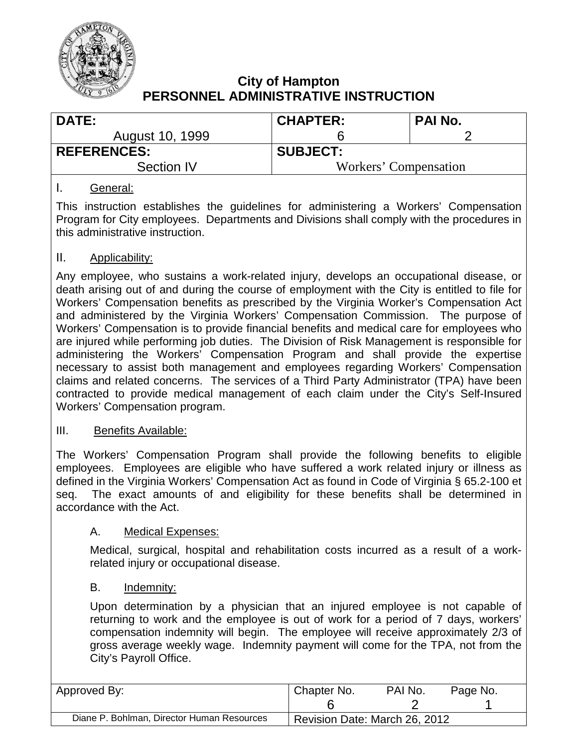# City of Hampton
# PERSONNEL ADMINISTRATIVE INSTRUCTION

| DATE: | CHAPTER: | PAI No. |
|---|---|---|
| August 10, 1999 | 6 | 2 |
| **REFERENCES:** | **SUBJECT:** | |
| Section IV | Workers' Compensation | |

## I. General:

This instruction establishes the guidelines for administering a Workers' Compensation Program for City employees. Departments and Divisions shall comply with the procedures in this administrative instruction.

## II. Applicability:

Any employee, who sustains a work-related injury, develops an occupational disease, or death arising out of and during the course of employment with the City is entitled to file for Workers' Compensation benefits as prescribed by the Virginia Worker's Compensation Act and administered by the Virginia Workers' Compensation Commission. The purpose of Workers' Compensation is to provide financial benefits and medical care for employees who are injured while performing job duties. The Division of Risk Management is responsible for administering the Workers' Compensation Program and shall provide the expertise necessary to assist both management and employees regarding Workers' Compensation claims and related concerns. The services of a Third Party Administrator (TPA) have been contracted to provide medical management of each claim under the City's Self-Insured Workers' Compensation program.

## III. Benefits Available:

The Workers' Compensation Program shall provide the following benefits to eligible employees. Employees are eligible who have suffered a work related injury or illness as defined in the Virginia Workers' Compensation Act as found in Code of Virginia § 65.2-100 et seq. The exact amounts of and eligibility for these benefits shall be determined in accordance with the Act.

### A. Medical Expenses:

Medical, surgical, hospital and rehabilitation costs incurred as a result of a work-related injury or occupational disease.

### B. Indemnity:

Upon determination by a physician that an injured employee is not capable of returning to work and the employee is out of work for a period of 7 days, workers' compensation indemnity will begin. The employee will receive approximately 2/3 of gross average weekly wage. Indemnity payment will come for the TPA, not from the City's Payroll Office.

| Approved By: | Chapter No. | PAI No. | Page No. |
|---|---|---|---|
| | 6 | 2 | 1 |
| Diane P. Bohlman, Director Human Resources | Revision Date: March 26, 2012 | | |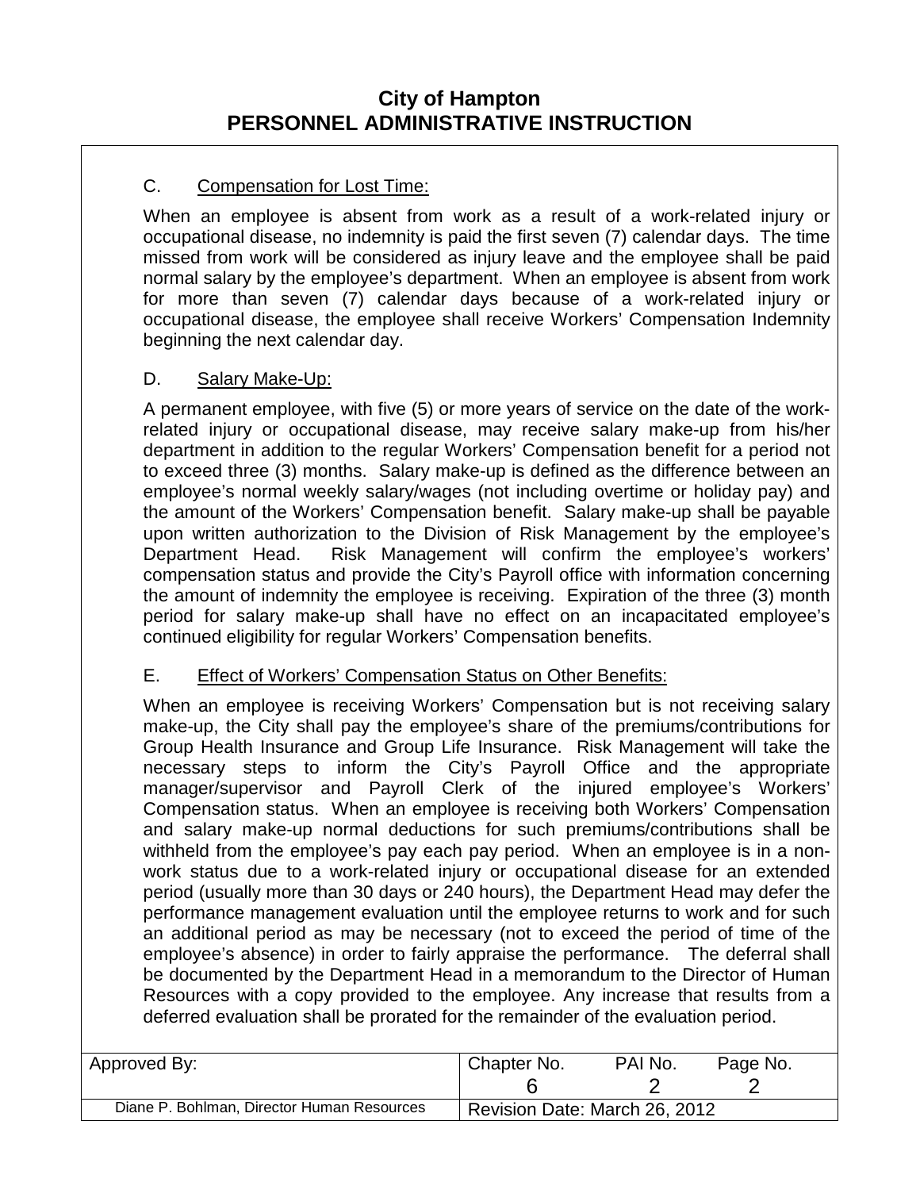C. Compensation for Lost Time:

When an employee is absent from work as a result of a work-related injury or occupational disease, no indemnity is paid the first seven (7) calendar days. The time missed from work will be considered as injury leave and the employee shall be paid normal salary by the employee's department. When an employee is absent from work for more than seven (7) calendar days because of a work-related injury or occupational disease, the employee shall receive Workers' Compensation Indemnity beginning the next calendar day.

D. Salary Make-Up:

A permanent employee, with five (5) or more years of service on the date of the work-related injury or occupational disease, may receive salary make-up from his/her department in addition to the regular Workers' Compensation benefit for a period not to exceed three (3) months. Salary make-up is defined as the difference between an employee's normal weekly salary/wages (not including overtime or holiday pay) and the amount of the Workers' Compensation benefit. Salary make-up shall be payable upon written authorization to the Division of Risk Management by the employee's Department Head. Risk Management will confirm the employee's workers' compensation status and provide the City's Payroll office with information concerning the amount of indemnity the employee is receiving. Expiration of the three (3) month period for salary make-up shall have no effect on an incapacitated employee's continued eligibility for regular Workers' Compensation benefits.

E. Effect of Workers' Compensation Status on Other Benefits:

When an employee is receiving Workers' Compensation but is not receiving salary make-up, the City shall pay the employee's share of the premiums/contributions for Group Health Insurance and Group Life Insurance. Risk Management will take the necessary steps to inform the City's Payroll Office and the appropriate manager/supervisor and Payroll Clerk of the injured employee's Workers' Compensation status. When an employee is receiving both Workers' Compensation and salary make-up normal deductions for such premiums/contributions shall be withheld from the employee's pay each pay period. When an employee is in a non-work status due to a work-related injury or occupational disease for an extended period (usually more than 30 days or 240 hours), the Department Head may defer the performance management evaluation until the employee returns to work and for such an additional period as may be necessary (not to exceed the period of time of the employee's absence) in order to fairly appraise the performance. The deferral shall be documented by the Department Head in a memorandum to the Director of Human Resources with a copy provided to the employee. Any increase that results from a deferred evaluation shall be prorated for the remainder of the evaluation period.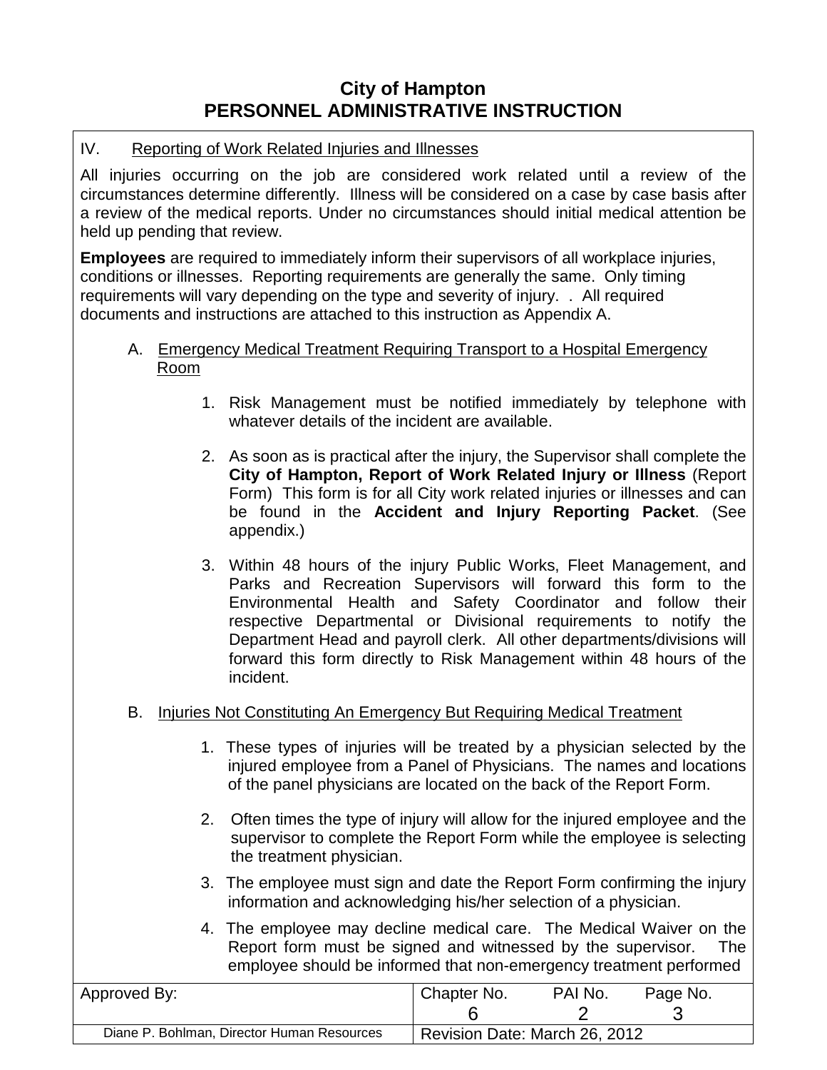# City of Hampton
# PERSONNEL ADMINISTRATIVE INSTRUCTION

IV. Reporting of Work Related Injuries and Illnesses

All injuries occurring on the job are considered work related until a review of the circumstances determine differently. Illness will be considered on a case by case basis after a review of the medical reports. Under no circumstances should initial medical attention be held up pending that review.

**Employees** are required to immediately inform their supervisors of all workplace injuries, conditions or illnesses. Reporting requirements are generally the same. Only timing requirements will vary depending on the type and severity of injury. . All required documents and instructions are attached to this instruction as Appendix A.

A. Emergency Medical Treatment Requiring Transport to a Hospital Emergency Room

1. Risk Management must be notified immediately by telephone with whatever details of the incident are available.

2. As soon as is practical after the injury, the Supervisor shall complete the **City of Hampton, Report of Work Related Injury or Illness** (Report Form) This form is for all City work related injuries or illnesses and can be found in the **Accident and Injury Reporting Packet**. (See appendix.)

3. Within 48 hours of the injury Public Works, Fleet Management, and Parks and Recreation Supervisors will forward this form to the Environmental Health and Safety Coordinator and follow their respective Departmental or Divisional requirements to notify the Department Head and payroll clerk. All other departments/divisions will forward this form directly to Risk Management within 48 hours of the incident.

B. Injuries Not Constituting An Emergency But Requiring Medical Treatment

1. These types of injuries will be treated by a physician selected by the injured employee from a Panel of Physicians. The names and locations of the panel physicians are located on the back of the Report Form.

2. Often times the type of injury will allow for the injured employee and the supervisor to complete the Report Form while the employee is selecting the treatment physician.

3. The employee must sign and date the Report Form confirming the injury information and acknowledging his/her selection of a physician.

4. The employee may decline medical care. The Medical Waiver on the Report form must be signed and witnessed by the supervisor. The employee should be informed that non-emergency treatment performed

| Approved By: | Chapter No. 6 | PAI No. 2 | Page No. 3 |
|---|---|---|---|
| Diane P. Bohlman, Director Human Resources | Revision Date: March 26, 2012 | | |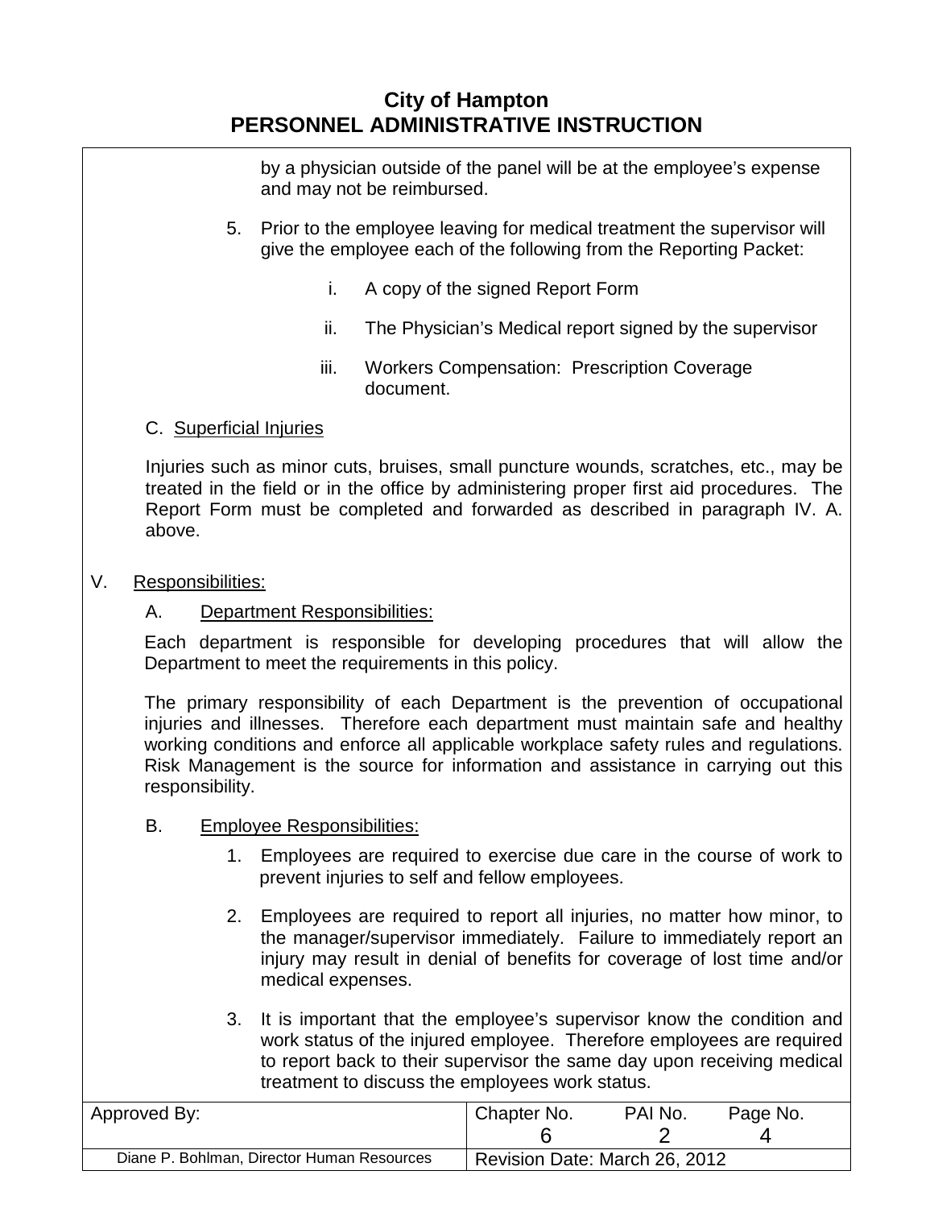by a physician outside of the panel will be at the employee's expense and may not be reimbursed.

5. Prior to the employee leaving for medical treatment the supervisor will give the employee each of the following from the Reporting Packet:

   i. A copy of the signed Report Form

   ii. The Physician's Medical report signed by the supervisor

   iii. Workers Compensation: Prescription Coverage document.

C. Superficial Injuries

Injuries such as minor cuts, bruises, small puncture wounds, scratches, etc., may be treated in the field or in the office by administering proper first aid procedures. The Report Form must be completed and forwarded as described in paragraph IV. A. above.

## V. Responsibilities:

### A. Department Responsibilities:

Each department is responsible for developing procedures that will allow the Department to meet the requirements in this policy.

The primary responsibility of each Department is the prevention of occupational injuries and illnesses. Therefore each department must maintain safe and healthy working conditions and enforce all applicable workplace safety rules and regulations. Risk Management is the source for information and assistance in carrying out this responsibility.

### B. Employee Responsibilities:

1. Employees are required to exercise due care in the course of work to prevent injuries to self and fellow employees.

2. Employees are required to report all injuries, no matter how minor, to the manager/supervisor immediately. Failure to immediately report an injury may result in denial of benefits for coverage of lost time and/or medical expenses.

3. It is important that the employee's supervisor know the condition and work status of the injured employee. Therefore employees are required to report back to their supervisor the same day upon receiving medical treatment to discuss the employees work status.

| Approved By: | Chapter No. 6 | PAI No. 2 | Page No. 4 |
|---|---|---|---|
| Diane P. Bohlman, Director Human Resources | Revision Date: March 26, 2012 | | |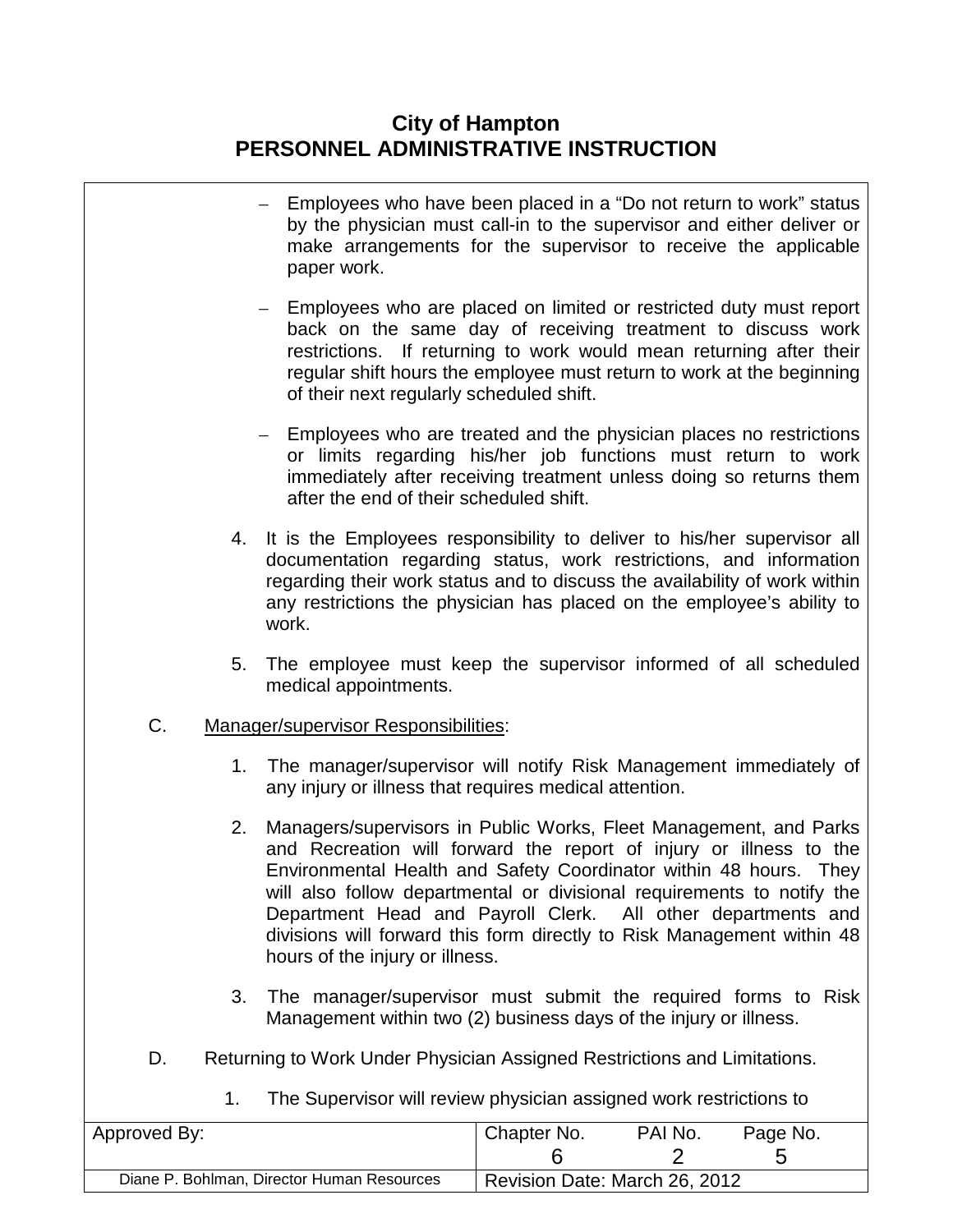- Employees who have been placed in a "Do not return to work" status by the physician must call-in to the supervisor and either deliver or make arrangements for the supervisor to receive the applicable paper work.

- Employees who are placed on limited or restricted duty must report back on the same day of receiving treatment to discuss work restrictions. If returning to work would mean returning after their regular shift hours the employee must return to work at the beginning of their next regularly scheduled shift.

- Employees who are treated and the physician places no restrictions or limits regarding his/her job functions must return to work immediately after receiving treatment unless doing so returns them after the end of their scheduled shift.

4. It is the Employees responsibility to deliver to his/her supervisor all documentation regarding status, work restrictions, and information regarding their work status and to discuss the availability of work within any restrictions the physician has placed on the employee's ability to work.

5. The employee must keep the supervisor informed of all scheduled medical appointments.

C. Manager/supervisor Responsibilities:

1. The manager/supervisor will notify Risk Management immediately of any injury or illness that requires medical attention.

2. Managers/supervisors in Public Works, Fleet Management, and Parks and Recreation will forward the report of injury or illness to the Environmental Health and Safety Coordinator within 48 hours. They will also follow departmental or divisional requirements to notify the Department Head and Payroll Clerk. All other departments and divisions will forward this form directly to Risk Management within 48 hours of the injury or illness.

3. The manager/supervisor must submit the required forms to Risk Management within two (2) business days of the injury or illness.

D. Returning to Work Under Physician Assigned Restrictions and Limitations.

1. The Supervisor will review physician assigned work restrictions to

| Approved By: | Chapter No. 6 | PAI No. 2 | Page No. 5 |
|---|---|---|---|
| Diane P. Bohlman, Director Human Resources | Revision Date: March 26, 2012 | | |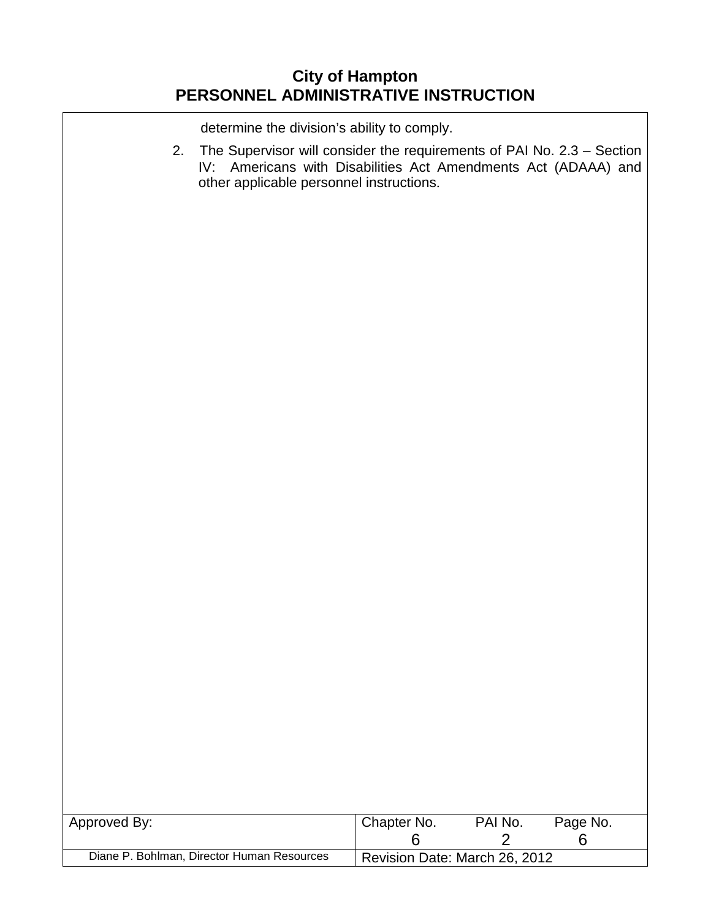determine the division's ability to comply.

2. The Supervisor will consider the requirements of PAI No. 2.3 – Section IV: Americans with Disabilities Act Amendments Act (ADAAA) and other applicable personnel instructions.

| Approved By: | Chapter No. 6 | PAI No. 2 | Page No. 6 |
| --- | --- | --- | --- |
| Diane P. Bohlman, Director Human Resources | Revision Date: March 26, 2012 | | |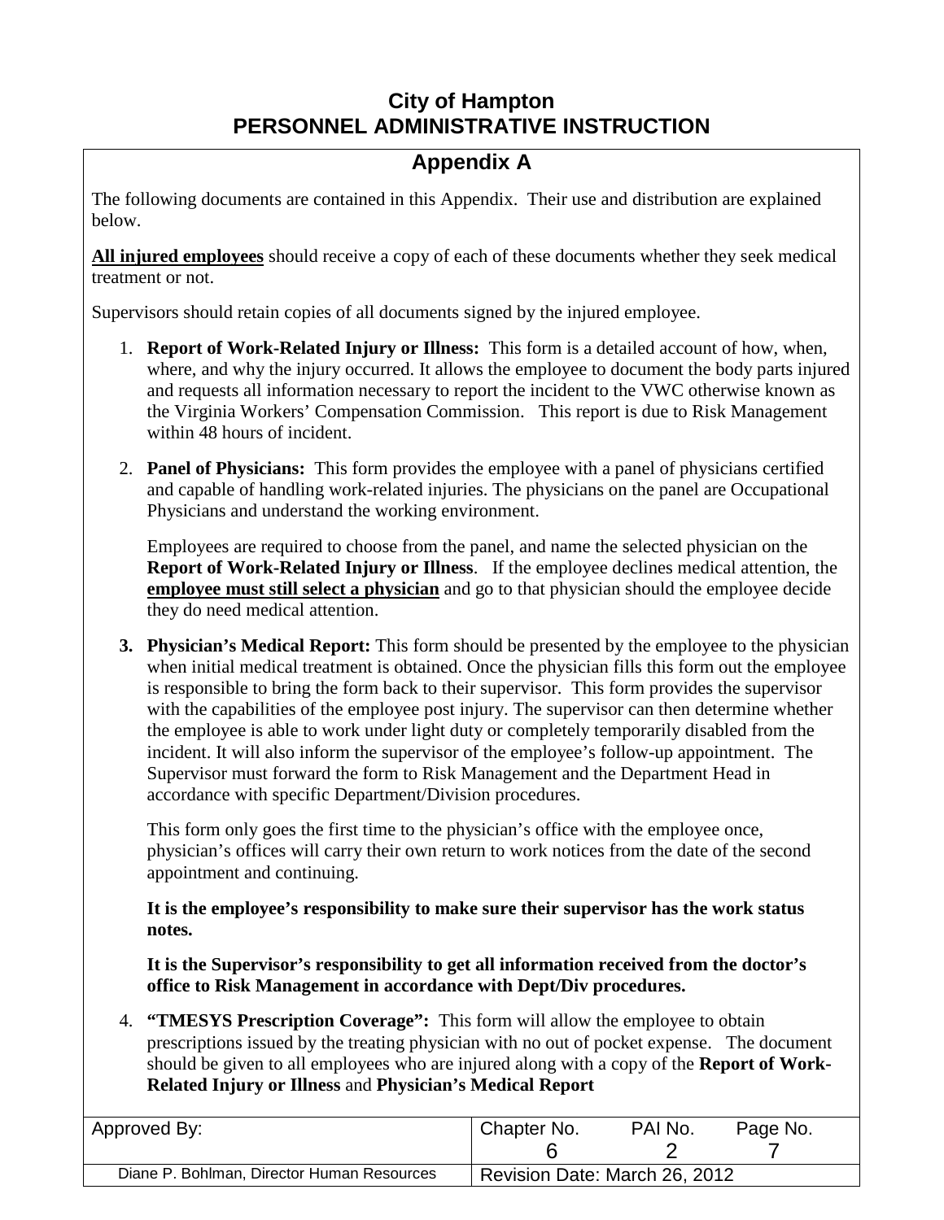# City of Hampton
# PERSONNEL ADMINISTRATIVE INSTRUCTION

## Appendix A

The following documents are contained in this Appendix. Their use and distribution are explained below.

**All injured employees** should receive a copy of each of these documents whether they seek medical treatment or not.

Supervisors should retain copies of all documents signed by the injured employee.

1. **Report of Work-Related Injury or Illness:** This form is a detailed account of how, when, where, and why the injury occurred. It allows the employee to document the body parts injured and requests all information necessary to report the incident to the VWC otherwise known as the Virginia Workers' Compensation Commission. This report is due to Risk Management within 48 hours of incident.

2. **Panel of Physicians:** This form provides the employee with a panel of physicians certified and capable of handling work-related injuries. The physicians on the panel are Occupational Physicians and understand the working environment.

   Employees are required to choose from the panel, and name the selected physician on the **Report of Work-Related Injury or Illness**. If the employee declines medical attention, the **employee must still select a physician** and go to that physician should the employee decide they do need medical attention.

3. **Physician's Medical Report:** This form should be presented by the employee to the physician when initial medical treatment is obtained. Once the physician fills this form out the employee is responsible to bring the form back to their supervisor. This form provides the supervisor with the capabilities of the employee post injury. The supervisor can then determine whether the employee is able to work under light duty or completely temporarily disabled from the incident. It will also inform the supervisor of the employee's follow-up appointment. The Supervisor must forward the form to Risk Management and the Department Head in accordance with specific Department/Division procedures.

   This form only goes the first time to the physician's office with the employee once, physician's offices will carry their own return to work notices from the date of the second appointment and continuing.

   **It is the employee's responsibility to make sure their supervisor has the work status notes.**

   **It is the Supervisor's responsibility to get all information received from the doctor's office to Risk Management in accordance with Dept/Div procedures.**

4. **"TMESYS Prescription Coverage":** This form will allow the employee to obtain prescriptions issued by the treating physician with no out of pocket expense. The document should be given to all employees who are injured along with a copy of the **Report of Work-Related Injury or Illness** and **Physician's Medical Report**

| Approved By: | Chapter No. 6 | PAI No. 2 | Page No. 7 |
|---|---|---|---|
| Diane P. Bohlman, Director Human Resources | Revision Date: March 26, 2012 | | |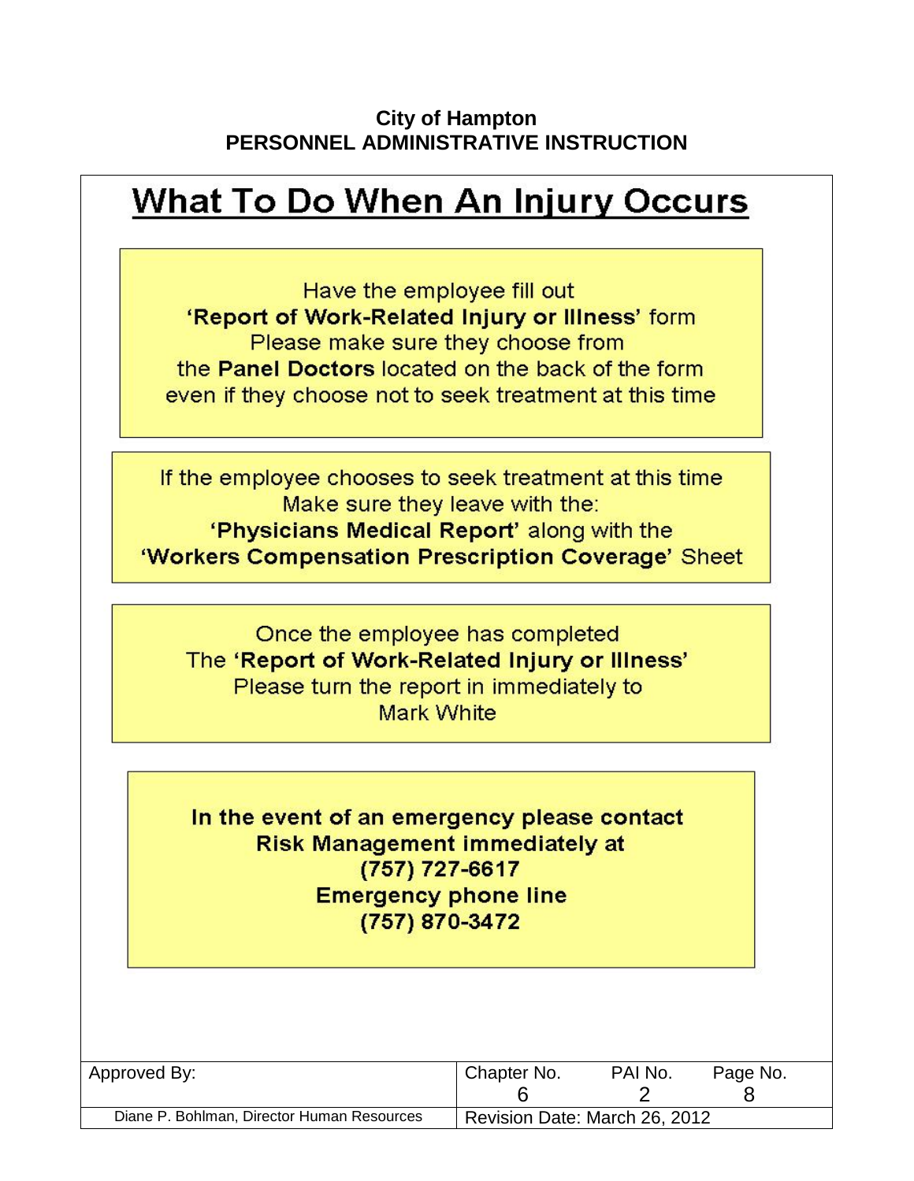**City of Hampton**
**PERSONNEL ADMINISTRATIVE INSTRUCTION**

# What To Do When An Injury Occurs

Have the employee fill out
**'Report of Work-Related Injury or Illness'** form
Please make sure they choose from
the **Panel Doctors** located on the back of the form
even if they choose not to seek treatment at this time

If the employee chooses to seek treatment at this time
Make sure they leave with the:
**'Physicians Medical Report'** along with the
**'Workers Compensation Prescription Coverage'** Sheet

Once the employee has completed
The **'Report of Work-Related Injury or Illness'**
Please turn the report in immediately to
Mark White

**In the event of an emergency please contact**
**Risk Management immediately at**
**(757) 727-6617**
**Emergency phone line**
**(757) 870-3472**

| Approved By: | Chapter No. | PAI No. | Page No. |
|---|---|---|---|
| | 6 | 2 | 8 |
| Diane P. Bohlman, Director Human Resources | Revision Date: March 26, 2012 | | |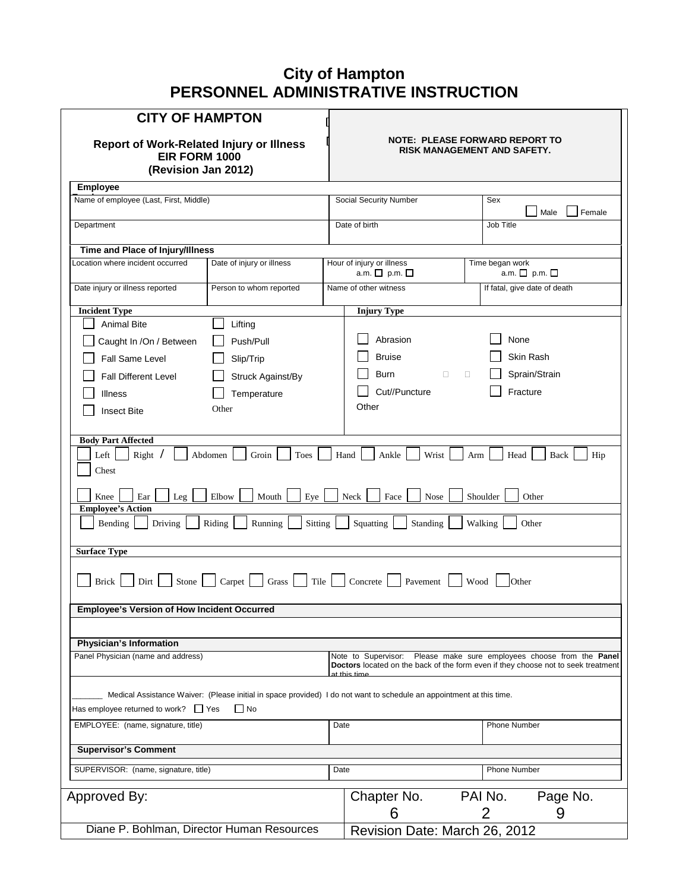# City of Hampton
# PERSONNEL ADMINISTRATIVE INSTRUCTION

## CITY OF HAMPTON

**Report of Work-Related Injury or Illness**
**EIR FORM 1000**
**(Revision Jan 2012)**

**NOTE: PLEASE FORWARD REPORT TO RISK MANAGEMENT AND SAFETY.**

**Employee**

| Name of employee (Last, First, Middle) | Social Security Number | Sex ☐ Male ☐ Female |
|---|---|---|
| Department | Date of birth | Job Title |

**Time and Place of Injury/Illness**

| Location where incident occurred | Date of injury or illness | Hour of injury or illness a.m. ☐ p.m. ☐ | Time began work a.m. ☐ p.m. ☐ |
|---|---|---|---|
| Date injury or illness reported | Person to whom reported | Name of other witness | If fatal, give date of death |

**Incident Type**

- ☐ Animal Bite
- ☐ Caught In /On / Between
- ☐ Fall Same Level
- ☐ Fall Different Level
- ☐ Illness
- ☐ Insect Bite
- ☐ Lifting
- ☐ Push/Pull
- ☐ Slip/Trip
- ☐ Struck Against/By
- ☐ Temperature
- Other

**Injury Type**

- ☐ Abrasion
- ☐ Bruise
- ☐ Burn
- ☐ Cut//Puncture
- ☐ None
- ☐ Skin Rash
- ☐ Sprain/Strain
- ☐ Fracture
- Other

**Body Part Affected**

☐ Left ☐ Right / ☐ Abdomen ☐ Groin ☐ Toes ☐ Hand ☐ Ankle ☐ Wrist ☐ Arm ☐ Head ☐ Back ☐ Hip ☐ Chest

☐ Knee ☐ Ear ☐ Leg ☐ Elbow ☐ Mouth ☐ Eye ☐ Neck ☐ Face ☐ Nose ☐ Shoulder ☐ Other

**Employee's Action**

☐ Bending ☐ Driving ☐ Riding ☐ Running ☐ Sitting ☐ Squatting ☐ Standing ☐ Walking ☐ Other

**Surface Type**

☐ Brick ☐ Dirt ☐ Stone ☐ Carpet ☐ Grass ☐ Tile ☐ Concrete ☐ Pavement ☐ Wood ☐ Other

**Employee's Version of How Incident Occurred**

**Physician's Information**

| Panel Physician (name and address) | Note to Supervisor: Please make sure employees choose from the **Panel Doctors** located on the back of the form even if they choose not to seek treatment at this time. |
|---|---|

_______ Medical Assistance Waiver: (Please initial in space provided) I do not want to schedule an appointment at this time.

Has employee returned to work? ☐ Yes ☐ No

| EMPLOYEE: (name, signature, title) | Date | Phone Number |
|---|---|---|

**Supervisor's Comment**

| SUPERVISOR: (name, signature, title) | Date | Phone Number |
|---|---|---|

| Approved By: | Chapter No. 6 | PAI No. 2 | Page No. 9 |
|---|---|---|---|
| Diane P. Bohlman, Director Human Resources | Revision Date: March 26, 2012 | | |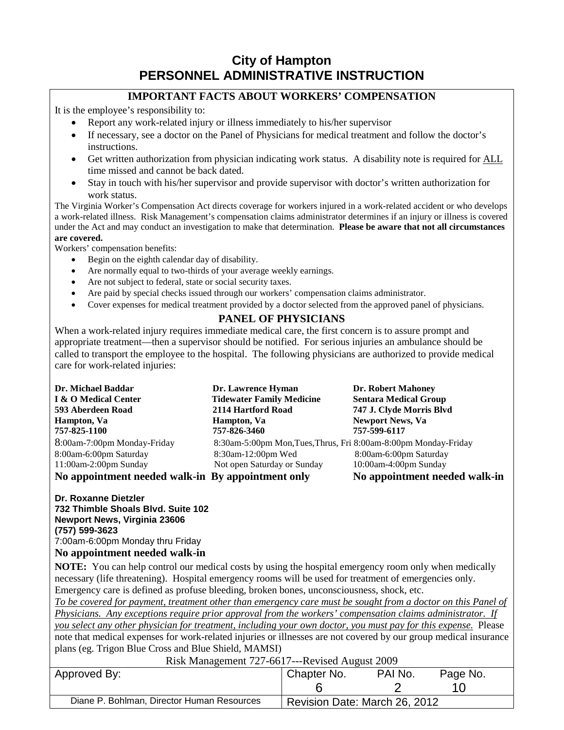# City of Hampton
# PERSONNEL ADMINISTRATIVE INSTRUCTION

## IMPORTANT FACTS ABOUT WORKERS' COMPENSATION

It is the employee's responsibility to:

- Report any work-related injury or illness immediately to his/her supervisor
- If necessary, see a doctor on the Panel of Physicians for medical treatment and follow the doctor's instructions.
- Get written authorization from physician indicating work status. A disability note is required for ALL time missed and cannot be back dated.
- Stay in touch with his/her supervisor and provide supervisor with doctor's written authorization for work status.

The Virginia Worker's Compensation Act directs coverage for workers injured in a work-related accident or who develops a work-related illness. Risk Management's compensation claims administrator determines if an injury or illness is covered under the Act and may conduct an investigation to make that determination. **Please be aware that not all circumstances are covered.**

Workers' compensation benefits:

- Begin on the eighth calendar day of disability.
- Are normally equal to two-thirds of your average weekly earnings.
- Are not subject to federal, state or social security taxes.
- Are paid by special checks issued through our workers' compensation claims administrator.
- Cover expenses for medical treatment provided by a doctor selected from the approved panel of physicians.

## PANEL OF PHYSICIANS

When a work-related injury requires immediate medical care, the first concern is to assure prompt and appropriate treatment—then a supervisor should be notified. For serious injuries an ambulance should be called to transport the employee to the hospital. The following physicians are authorized to provide medical care for work-related injuries:

**Dr. Michael Baddar**
**I & O Medical Center**
**593 Aberdeen Road**
**Hampton, Va**
**757-825-1100**
8:00am-7:00pm Monday-Friday
8:00am-6:00pm Saturday
11:00am-2:00pm Sunday
**No appointment needed walk-in**

**Dr. Lawrence Hyman**
**Tidewater Family Medicine**
**2114 Hartford Road**
**Hampton, Va**
**757-826-3460**
8:30am-5:00pm Mon,Tues,Thrus, Fri
8:30am-12:00pm Wed
Not open Saturday or Sunday
**By appointment only**

**Dr. Robert Mahoney**
**Sentara Medical Group**
**747 J. Clyde Morris Blvd**
**Newport News, Va**
**757-599-6117**
8:00am-8:00pm Monday-Friday
8:00am-6:00pm Saturday
10:00am-4:00pm Sunday
**No appointment needed walk-in**

**Dr. Roxanne Dietzler**
**732 Thimble Shoals Blvd. Suite 102**
**Newport News, Virginia 23606**
**(757) 599-3623**
7:00am-6:00pm Monday thru Friday
**No appointment needed walk-in**

**NOTE:** You can help control our medical costs by using the hospital emergency room only when medically necessary (life threatening). Hospital emergency rooms will be used for treatment of emergencies only. Emergency care is defined as profuse bleeding, broken bones, unconsciousness, shock, etc.
*To be covered for payment, treatment other than emergency care must be sought from a doctor on this Panel of Physicians. Any exceptions require prior approval from the workers' compensation claims administrator. If you select any other physician for treatment, including your own doctor, you must pay for this expense.* Please note that medical expenses for work-related injuries or illnesses are not covered by our group medical insurance plans (eg. Trigon Blue Cross and Blue Shield, MAMSI)

Risk Management 727-6617---Revised August 2009

| Approved By: | Chapter No. | PAI No. | Page No. |
|---|---|---|---|
| | 6 | 2 | 10 |
| Diane P. Bohlman, Director Human Resources | Revision Date: March 26, 2012 | | |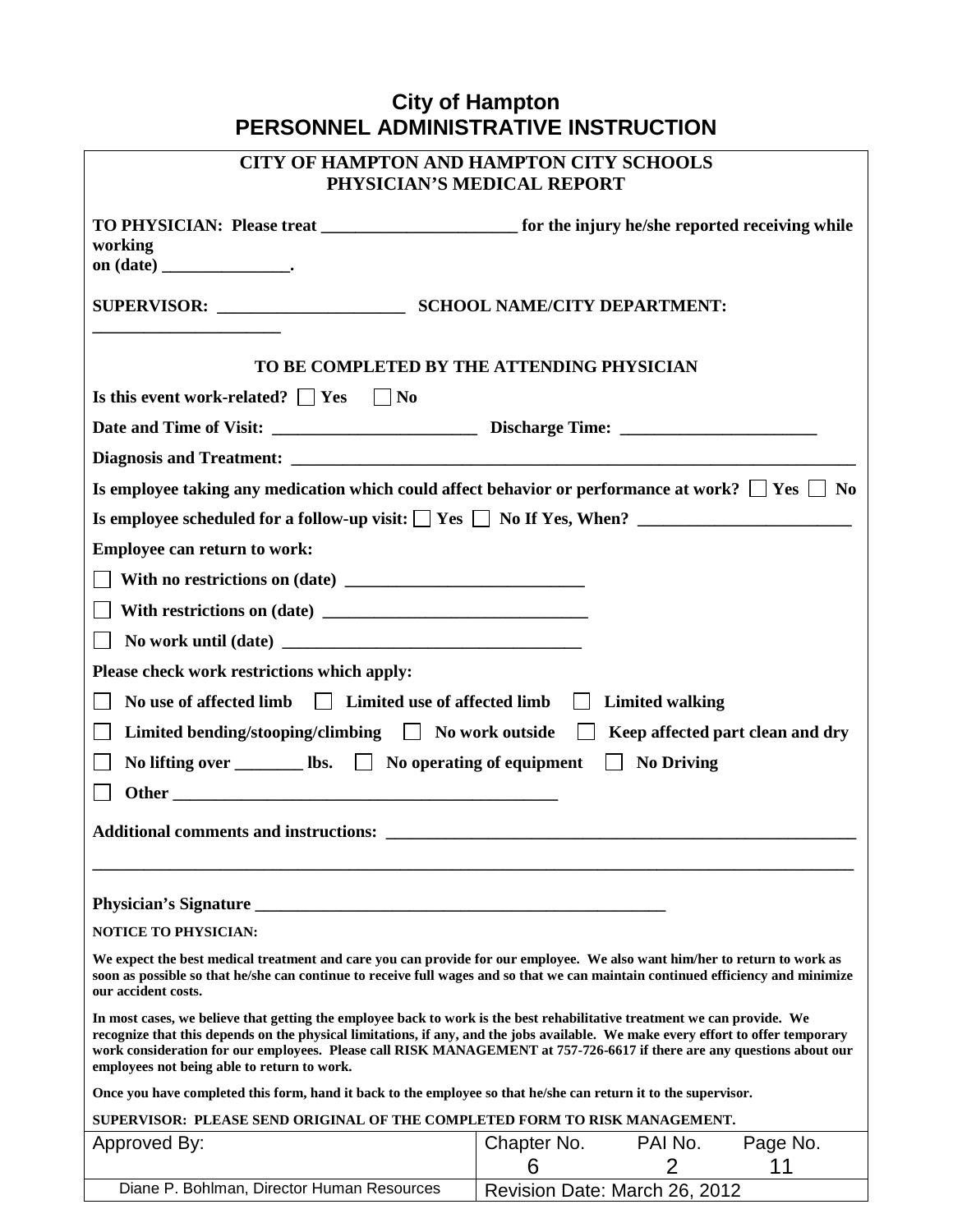# City of Hampton
# PERSONNEL ADMINISTRATIVE INSTRUCTION

## CITY OF HAMPTON AND HAMPTON CITY SCHOOLS
## PHYSICIAN'S MEDICAL REPORT

**TO PHYSICIAN: Please treat _______________________ for the injury he/she reported receiving while working on (date) _______________.**

**SUPERVISOR: _____________________ SCHOOL NAME/CITY DEPARTMENT: _____________________**

### TO BE COMPLETED BY THE ATTENDING PHYSICIAN

**Is this event work-related?** ☐ **Yes** ☐ **No**

**Date and Time of Visit: ________________________ Discharge Time: ______________________**

**Diagnosis and Treatment: ____________________________________________________________**

**Is employee taking any medication which could affect behavior or performance at work?** ☐ **Yes** ☐ **No**

**Is employee scheduled for a follow-up visit:** ☐ **Yes** ☐ **No If Yes, When? ________________________**

**Employee can return to work:**

☐ **With no restrictions on (date) ___________________________**

☐ **With restrictions on (date) ______________________________**

☐ **No work until (date) __________________________________**

**Please check work restrictions which apply:**

☐ **No use of affected limb** ☐ **Limited use of affected limb** ☐ **Limited walking**

☐ **Limited bending/stooping/climbing** ☐ **No work outside** ☐ **Keep affected part clean and dry**

☐ **No lifting over ________ lbs.** ☐ **No operating of equipment** ☐ **No Driving**

☐ **Other _____________________________________________**

**Additional comments and instructions: _______________________________________________**

________________________________________________________________________________

**Physician's Signature _______________________________________________**

**NOTICE TO PHYSICIAN:**

**We expect the best medical treatment and care you can provide for our employee. We also want him/her to return to work as soon as possible so that he/she can continue to receive full wages and so that we can maintain continued efficiency and minimize our accident costs.**

**In most cases, we believe that getting the employee back to work is the best rehabilitative treatment we can provide. We recognize that this depends on the physical limitations, if any, and the jobs available. We make every effort to offer temporary work consideration for our employees. Please call RISK MANAGEMENT at 757-726-6617 if there are any questions about our employees not being able to return to work.**

**Once you have completed this form, hand it back to the employee so that he/she can return it to the supervisor.**

**SUPERVISOR: PLEASE SEND ORIGINAL OF THE COMPLETED FORM TO RISK MANAGEMENT.**

| Approved By: | Chapter No. 6 | PAI No. 2 | Page No. 11 |
|---|---|---|---|
| Diane P. Bohlman, Director Human Resources | Revision Date: March 26, 2012 | | |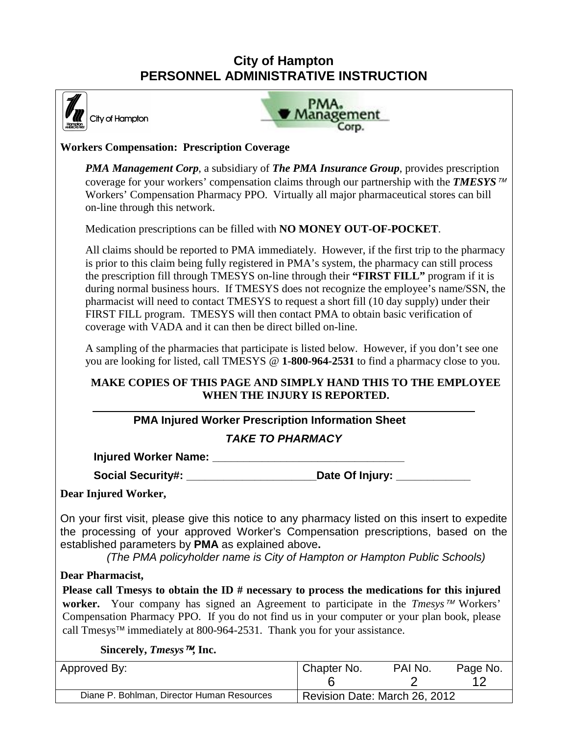# City of Hampton
# PERSONNEL ADMINISTRATIVE INSTRUCTION

City of Hampton

PMA. Management Corp.

**Workers Compensation: Prescription Coverage**

***PMA Management Corp***, a subsidiary of ***The PMA Insurance Group***, provides prescription coverage for your workers' compensation claims through our partnership with the ***TMESYS™*** Workers' Compensation Pharmacy PPO. Virtually all major pharmaceutical stores can bill on-line through this network.

Medication prescriptions can be filled with **NO MONEY OUT-OF-POCKET**.

All claims should be reported to PMA immediately. However, if the first trip to the pharmacy is prior to this claim being fully registered in PMA's system, the pharmacy can still process the prescription fill through TMESYS on-line through their **"FIRST FILL"** program if it is during normal business hours. If TMESYS does not recognize the employee's name/SSN, the pharmacist will need to contact TMESYS to request a short fill (10 day supply) under their FIRST FILL program. TMESYS will then contact PMA to obtain basic verification of coverage with VADA and it can then be direct billed on-line.

A sampling of the pharmacies that participate is listed below. However, if you don't see one you are looking for listed, call TMESYS @ **1-800-964-2531** to find a pharmacy close to you.

**MAKE COPIES OF THIS PAGE AND SIMPLY HAND THIS TO THE EMPLOYEE WHEN THE INJURY IS REPORTED.**

---

**PMA Injured Worker Prescription Information Sheet**

***TAKE TO PHARMACY***

**Injured Worker Name:** ________________________________

**Social Security#:** _____________________ **Date Of Injury:** ____________

**Dear Injured Worker,**

On your first visit, please give this notice to any pharmacy listed on this insert to expedite the processing of your approved Worker's Compensation prescriptions, based on the established parameters by **PMA** as explained above**.**

*(The PMA policyholder name is City of Hampton or Hampton Public Schools)*

**Dear Pharmacist,**

**Please call Tmesys to obtain the ID # necessary to process the medications for this injured worker.** Your company has signed an Agreement to participate in the *Tmesys™* Workers' Compensation Pharmacy PPO. If you do not find us in your computer or your plan book, please call Tmesys™ immediately at 800-964-2531. Thank you for your assistance.

**Sincerely, *Tmesys™*, Inc.**

| Approved By: | Chapter No. 6 | PAI No. 2 | Page No. 12 |
|---|---|---|---|
| Diane P. Bohlman, Director Human Resources | Revision Date: March 26, 2012 | | |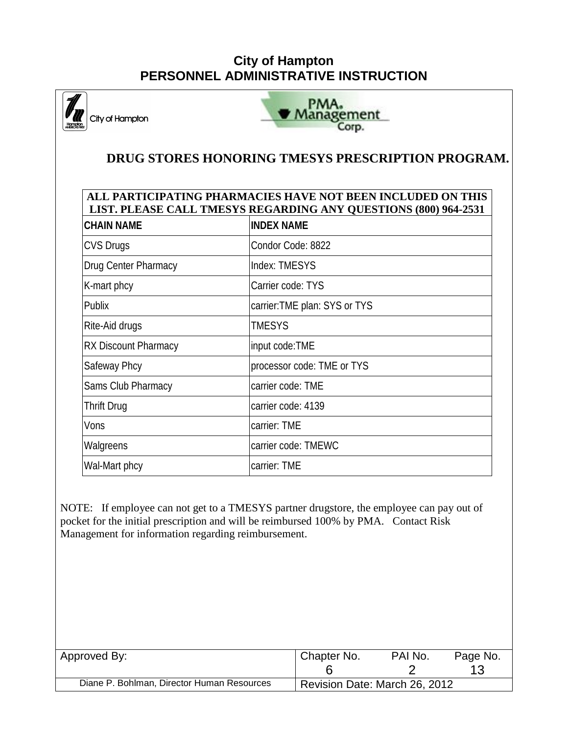# City of Hampton
# PERSONNEL ADMINISTRATIVE INSTRUCTION

City of Hampton

PMA. Management Corp.

## DRUG STORES HONORING TMESYS PRESCRIPTION PROGRAM.

| ALL PARTICIPATING PHARMACIES HAVE NOT BEEN INCLUDED ON THIS LIST. PLEASE CALL TMESYS REGARDING ANY QUESTIONS (800) 964-2531 | |
|---|---|
| **CHAIN NAME** | **INDEX NAME** |
| CVS Drugs | Condor Code: 8822 |
| Drug Center Pharmacy | Index: TMESYS |
| K-mart phcy | Carrier code: TYS |
| Publix | carrier:TME plan: SYS or TYS |
| Rite-Aid drugs | TMESYS |
| RX Discount Pharmacy | input code:TME |
| Safeway Phcy | processor code: TME or TYS |
| Sams Club Pharmacy | carrier code: TME |
| Thrift Drug | carrier code: 4139 |
| Vons | carrier: TME |
| Walgreens | carrier code: TMEWC |
| Wal-Mart phcy | carrier: TME |

NOTE: If employee can not get to a TMESYS partner drugstore, the employee can pay out of pocket for the initial prescription and will be reimbursed 100% by PMA. Contact Risk Management for information regarding reimbursement.

| Approved By: | Chapter No. 6 | PAI No. 2 | Page No. 13 |
|---|---|---|---|
| Diane P. Bohlman, Director Human Resources | Revision Date: March 26, 2012 | | |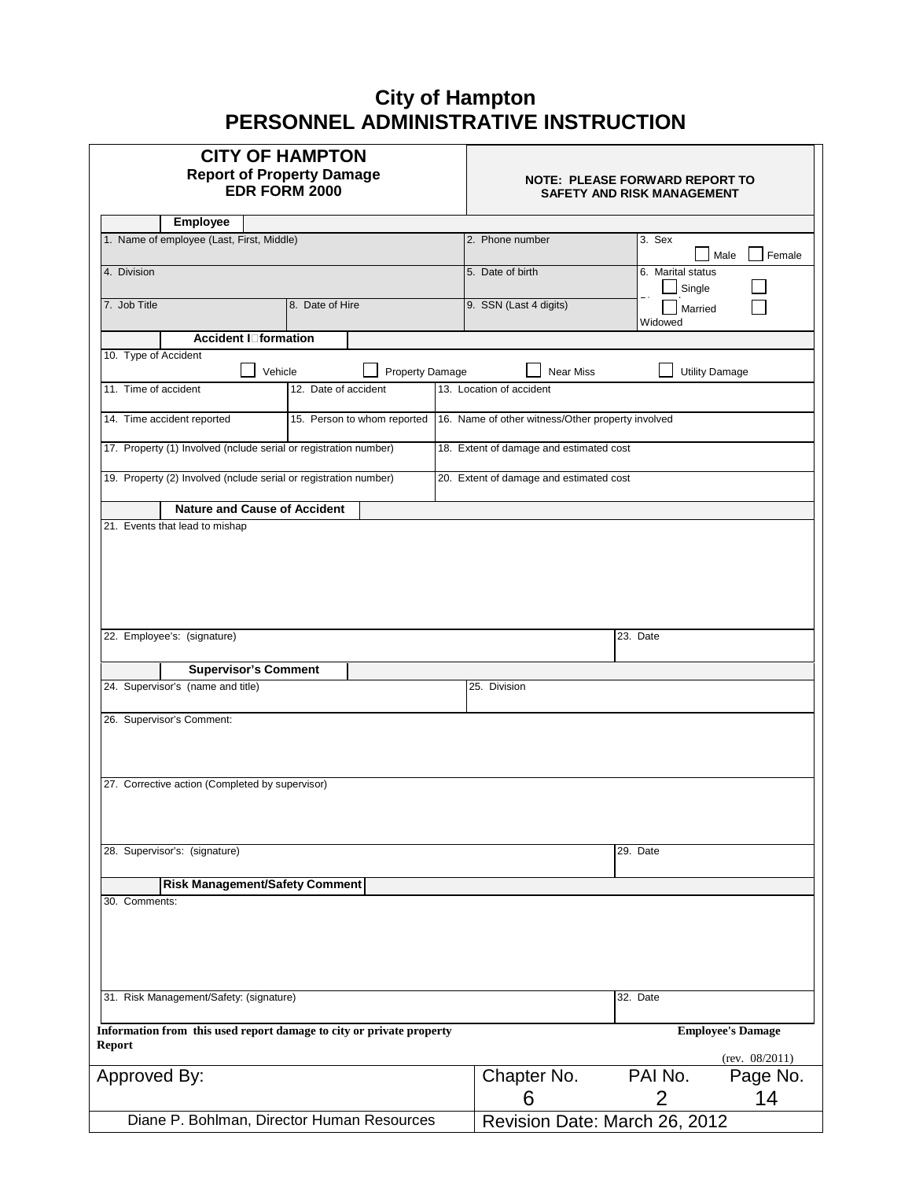# City of Hampton
# PERSONNEL ADMINISTRATIVE INSTRUCTION

| | |
|---|---|
| **CITY OF HAMPTON**<br>**Report of Property Damage**<br>**EDR FORM 2000** | **NOTE: PLEASE FORWARD REPORT TO SAFETY AND RISK MANAGEMENT** |

**Employee**

| | | | |
|---|---|---|---|
| 1. Name of employee (Last, First, Middle) | | 2. Phone number | 3. Sex ☐ Male ☐ Female |
| 4. Division | | 5. Date of birth | 6. Marital status ☐ Single ☐ |
| 7. Job Title | 8. Date of Hire | 9. SSN (Last 4 digits) | ☐ Married ☐ Widowed |

**Accident Information**

10. Type of Accident

☐ Vehicle ☐ Property Damage ☐ Near Miss ☐ Utility Damage

| | | |
|---|---|---|
| 11. Time of accident | 12. Date of accident | 13. Location of accident |
| 14. Time accident reported | 15. Person to whom reported | 16. Name of other witness/Other property involved |

| | |
|---|---|
| 17. Property (1) Involved (nclude serial or registration number) | 18. Extent of damage and estimated cost |
| 19. Property (2) Involved (nclude serial or registration number) | 20. Extent of damage and estimated cost |

**Nature and Cause of Accident**

21. Events that lead to mishap

| | |
|---|---|
| 22. Employee's: (signature) | 23. Date |

**Supervisor's Comment**

| | |
|---|---|
| 24. Supervisor's (name and title) | 25. Division |

26. Supervisor's Comment:

27. Corrective action (Completed by supervisor)

| | |
|---|---|
| 28. Supervisor's: (signature) | 29. Date |

**Risk Management/Safety Comment**

30. Comments:

| | |
|---|---|
| 31. Risk Management/Safety: (signature) | 32. Date |

**Information from this used report damage to city or private property Employee's Damage Report**

(rev. 08/2011)

| | | | |
|---|---|---|---|
| Approved By: | Chapter No.<br>6 | PAI No.<br>2 | Page No.<br>14 |
| Diane P. Bohlman, Director Human Resources | Revision Date: March 26, 2012 | | |